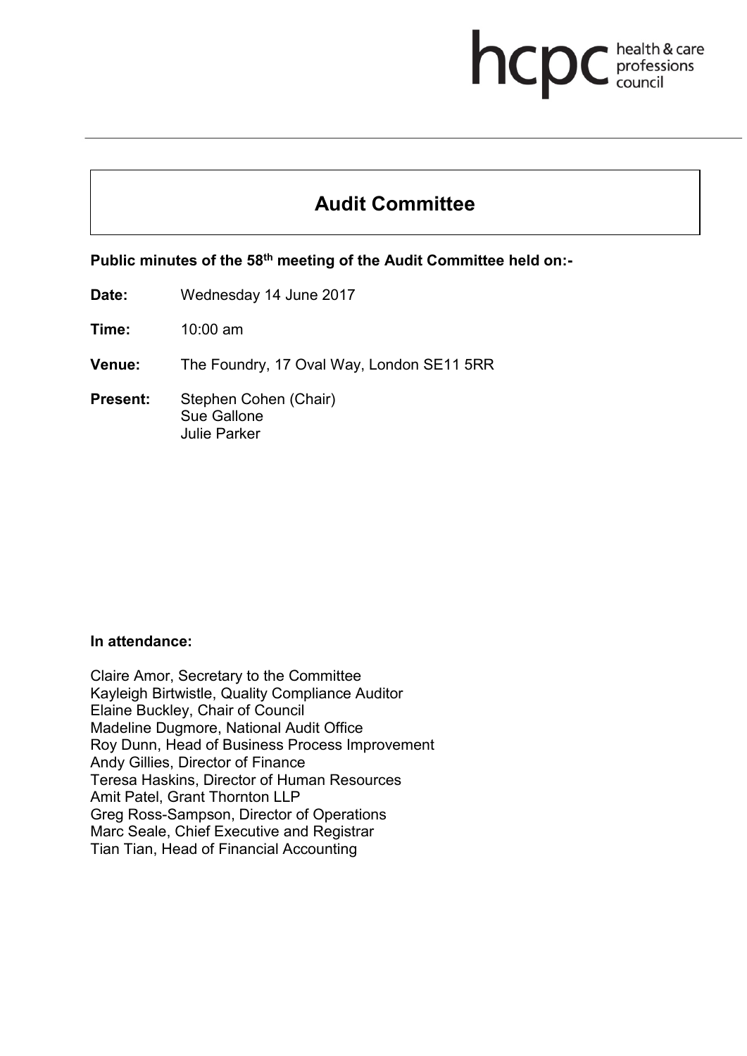hcpc health & care professions council

# Audit Committee

**Public minutes of the 58th meeting of the Audit Committee held on:-**

**Date:** Wednesday 14 June 2017

**Time:** 10:00 am

**Venue:** The Foundry, 17 Oval Way, London SE11 5RR

**Present:** Stephen Cohen (Chair)
Sue Gallone
Julie Parker

**In attendance:**

Claire Amor, Secretary to the Committee
Kayleigh Birtwistle, Quality Compliance Auditor
Elaine Buckley, Chair of Council
Madeline Dugmore, National Audit Office
Roy Dunn, Head of Business Process Improvement
Andy Gillies, Director of Finance
Teresa Haskins, Director of Human Resources
Amit Patel, Grant Thornton LLP
Greg Ross-Sampson, Director of Operations
Marc Seale, Chief Executive and Registrar
Tian Tian, Head of Financial Accounting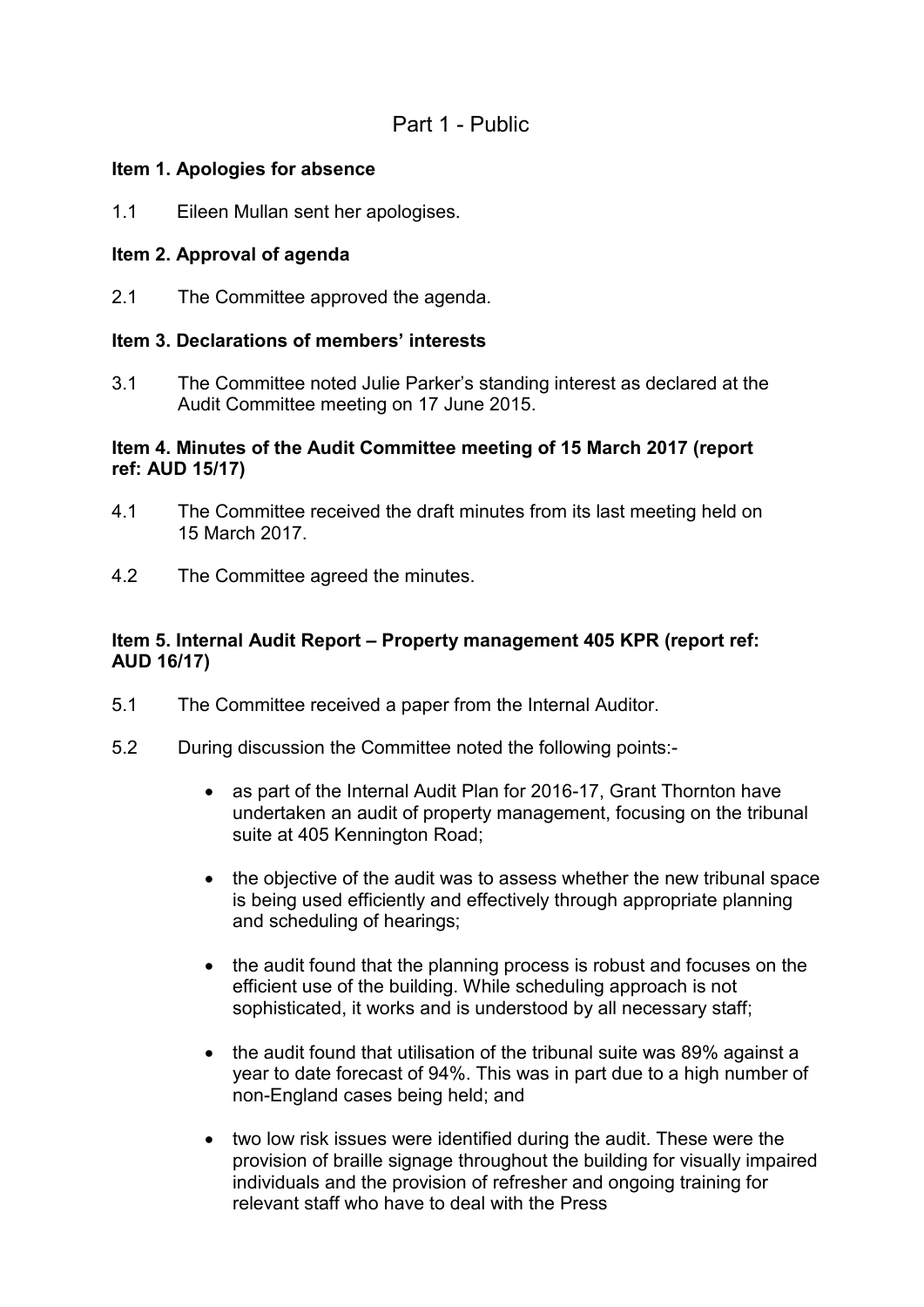# Part 1 - Public

**Item 1. Apologies for absence**

1.1 Eileen Mullan sent her apologises.

**Item 2. Approval of agenda**

2.1 The Committee approved the agenda.

**Item 3. Declarations of members' interests**

3.1 The Committee noted Julie Parker's standing interest as declared at the Audit Committee meeting on 17 June 2015.

**Item 4. Minutes of the Audit Committee meeting of 15 March 2017 (report ref: AUD 15/17)**

4.1 The Committee received the draft minutes from its last meeting held on 15 March 2017.

4.2 The Committee agreed the minutes.

**Item 5. Internal Audit Report – Property management 405 KPR (report ref: AUD 16/17)**

5.1 The Committee received a paper from the Internal Auditor.

5.2 During discussion the Committee noted the following points:-

- as part of the Internal Audit Plan for 2016-17, Grant Thornton have undertaken an audit of property management, focusing on the tribunal suite at 405 Kennington Road;
- the objective of the audit was to assess whether the new tribunal space is being used efficiently and effectively through appropriate planning and scheduling of hearings;
- the audit found that the planning process is robust and focuses on the efficient use of the building. While scheduling approach is not sophisticated, it works and is understood by all necessary staff;
- the audit found that utilisation of the tribunal suite was 89% against a year to date forecast of 94%. This was in part due to a high number of non-England cases being held; and
- two low risk issues were identified during the audit. These were the provision of braille signage throughout the building for visually impaired individuals and the provision of refresher and ongoing training for relevant staff who have to deal with the Press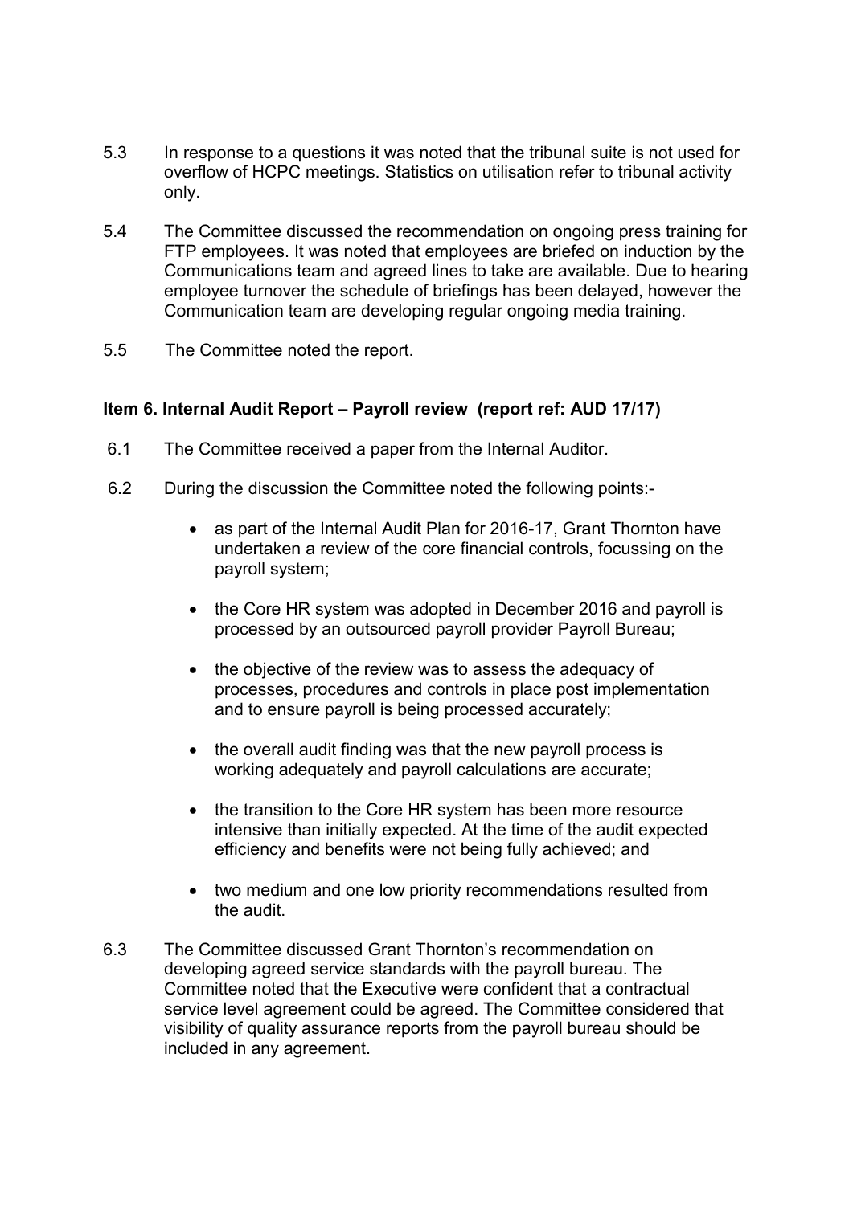5.3 In response to a questions it was noted that the tribunal suite is not used for overflow of HCPC meetings. Statistics on utilisation refer to tribunal activity only.

5.4 The Committee discussed the recommendation on ongoing press training for FTP employees. It was noted that employees are briefed on induction by the Communications team and agreed lines to take are available. Due to hearing employee turnover the schedule of briefings has been delayed, however the Communication team are developing regular ongoing media training.

5.5 The Committee noted the report.

**Item 6. Internal Audit Report – Payroll review (report ref: AUD 17/17)**

6.1 The Committee received a paper from the Internal Auditor.

6.2 During the discussion the Committee noted the following points:-

- as part of the Internal Audit Plan for 2016-17, Grant Thornton have undertaken a review of the core financial controls, focussing on the payroll system;
- the Core HR system was adopted in December 2016 and payroll is processed by an outsourced payroll provider Payroll Bureau;
- the objective of the review was to assess the adequacy of processes, procedures and controls in place post implementation and to ensure payroll is being processed accurately;
- the overall audit finding was that the new payroll process is working adequately and payroll calculations are accurate;
- the transition to the Core HR system has been more resource intensive than initially expected. At the time of the audit expected efficiency and benefits were not being fully achieved; and
- two medium and one low priority recommendations resulted from the audit.

6.3 The Committee discussed Grant Thornton's recommendation on developing agreed service standards with the payroll bureau. The Committee noted that the Executive were confident that a contractual service level agreement could be agreed. The Committee considered that visibility of quality assurance reports from the payroll bureau should be included in any agreement.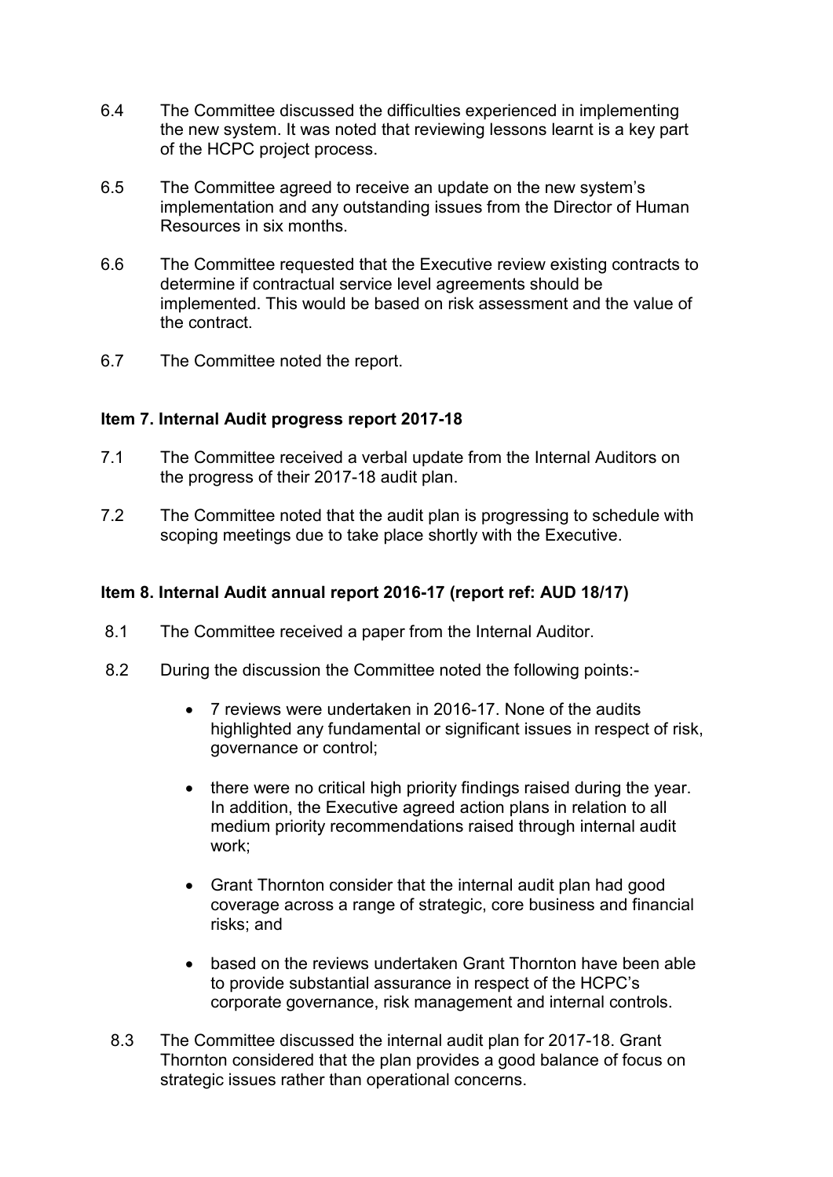6.4 The Committee discussed the difficulties experienced in implementing the new system. It was noted that reviewing lessons learnt is a key part of the HCPC project process.

6.5 The Committee agreed to receive an update on the new system's implementation and any outstanding issues from the Director of Human Resources in six months.

6.6 The Committee requested that the Executive review existing contracts to determine if contractual service level agreements should be implemented. This would be based on risk assessment and the value of the contract.

6.7 The Committee noted the report.

**Item 7. Internal Audit progress report 2017-18**

7.1 The Committee received a verbal update from the Internal Auditors on the progress of their 2017-18 audit plan.

7.2 The Committee noted that the audit plan is progressing to schedule with scoping meetings due to take place shortly with the Executive.

**Item 8. Internal Audit annual report 2016-17 (report ref: AUD 18/17)**

8.1 The Committee received a paper from the Internal Auditor.

8.2 During the discussion the Committee noted the following points:-

- 7 reviews were undertaken in 2016-17. None of the audits highlighted any fundamental or significant issues in respect of risk, governance or control;
- there were no critical high priority findings raised during the year. In addition, the Executive agreed action plans in relation to all medium priority recommendations raised through internal audit work;
- Grant Thornton consider that the internal audit plan had good coverage across a range of strategic, core business and financial risks; and
- based on the reviews undertaken Grant Thornton have been able to provide substantial assurance in respect of the HCPC's corporate governance, risk management and internal controls.

8.3 The Committee discussed the internal audit plan for 2017-18. Grant Thornton considered that the plan provides a good balance of focus on strategic issues rather than operational concerns.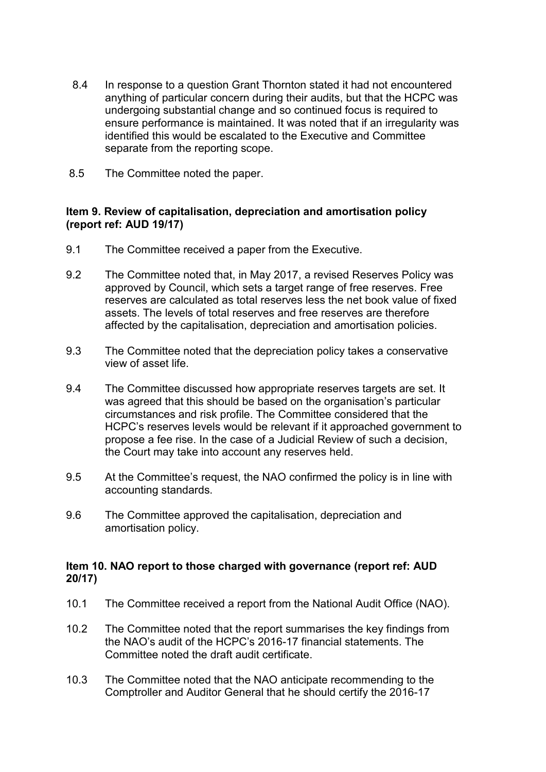8.4 In response to a question Grant Thornton stated it had not encountered anything of particular concern during their audits, but that the HCPC was undergoing substantial change and so continued focus is required to ensure performance is maintained. It was noted that if an irregularity was identified this would be escalated to the Executive and Committee separate from the reporting scope.

8.5 The Committee noted the paper.

**Item 9. Review of capitalisation, depreciation and amortisation policy (report ref: AUD 19/17)**

9.1 The Committee received a paper from the Executive.

9.2 The Committee noted that, in May 2017, a revised Reserves Policy was approved by Council, which sets a target range of free reserves. Free reserves are calculated as total reserves less the net book value of fixed assets. The levels of total reserves and free reserves are therefore affected by the capitalisation, depreciation and amortisation policies.

9.3 The Committee noted that the depreciation policy takes a conservative view of asset life.

9.4 The Committee discussed how appropriate reserves targets are set. It was agreed that this should be based on the organisation's particular circumstances and risk profile. The Committee considered that the HCPC's reserves levels would be relevant if it approached government to propose a fee rise. In the case of a Judicial Review of such a decision, the Court may take into account any reserves held.

9.5 At the Committee's request, the NAO confirmed the policy is in line with accounting standards.

9.6 The Committee approved the capitalisation, depreciation and amortisation policy.

**Item 10. NAO report to those charged with governance (report ref: AUD 20/17)**

10.1 The Committee received a report from the National Audit Office (NAO).

10.2 The Committee noted that the report summarises the key findings from the NAO's audit of the HCPC's 2016-17 financial statements. The Committee noted the draft audit certificate.

10.3 The Committee noted that the NAO anticipate recommending to the Comptroller and Auditor General that he should certify the 2016-17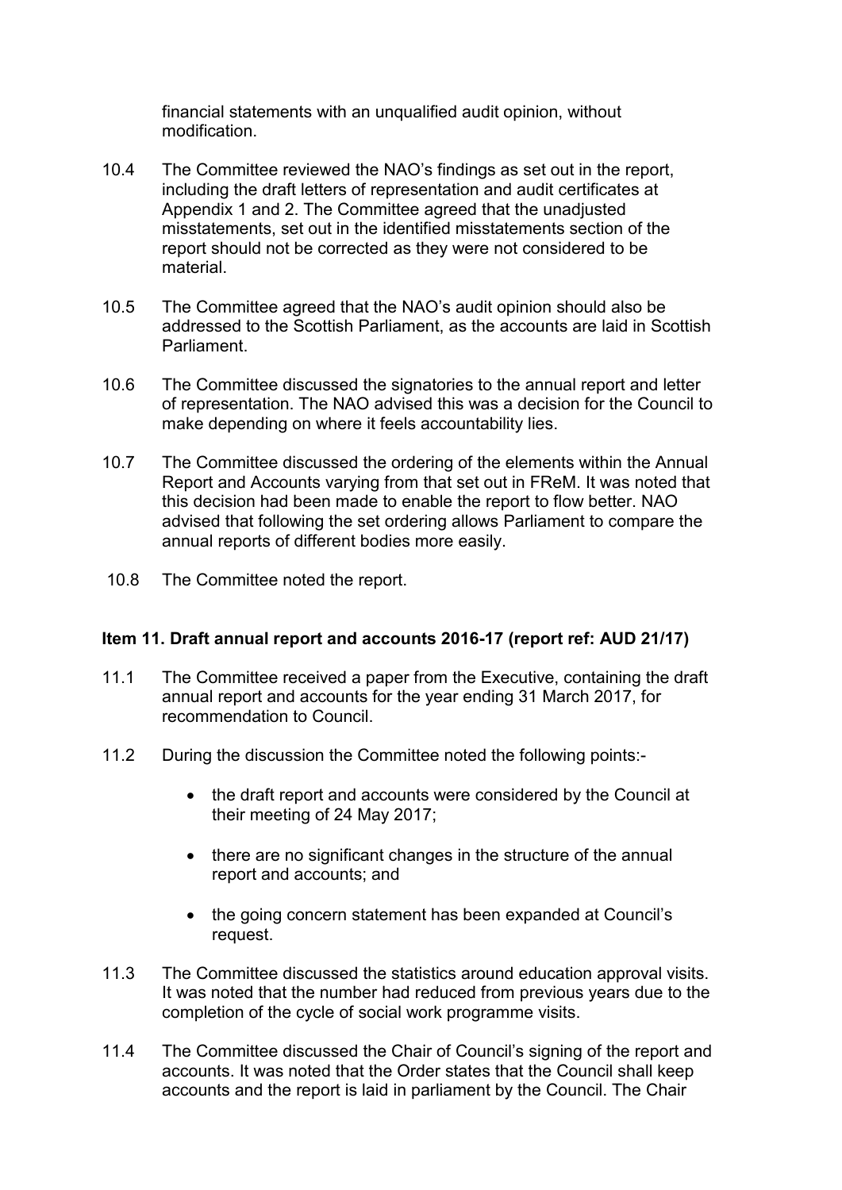financial statements with an unqualified audit opinion, without modification.

10.4 The Committee reviewed the NAO's findings as set out in the report, including the draft letters of representation and audit certificates at Appendix 1 and 2. The Committee agreed that the unadjusted misstatements, set out in the identified misstatements section of the report should not be corrected as they were not considered to be material.

10.5 The Committee agreed that the NAO's audit opinion should also be addressed to the Scottish Parliament, as the accounts are laid in Scottish Parliament.

10.6 The Committee discussed the signatories to the annual report and letter of representation. The NAO advised this was a decision for the Council to make depending on where it feels accountability lies.

10.7 The Committee discussed the ordering of the elements within the Annual Report and Accounts varying from that set out in FReM. It was noted that this decision had been made to enable the report to flow better. NAO advised that following the set ordering allows Parliament to compare the annual reports of different bodies more easily.

10.8 The Committee noted the report.

**Item 11. Draft annual report and accounts 2016-17 (report ref: AUD 21/17)**

11.1 The Committee received a paper from the Executive, containing the draft annual report and accounts for the year ending 31 March 2017, for recommendation to Council.

11.2 During the discussion the Committee noted the following points:-

- the draft report and accounts were considered by the Council at their meeting of 24 May 2017;
- there are no significant changes in the structure of the annual report and accounts; and
- the going concern statement has been expanded at Council's request.

11.3 The Committee discussed the statistics around education approval visits. It was noted that the number had reduced from previous years due to the completion of the cycle of social work programme visits.

11.4 The Committee discussed the Chair of Council's signing of the report and accounts. It was noted that the Order states that the Council shall keep accounts and the report is laid in parliament by the Council. The Chair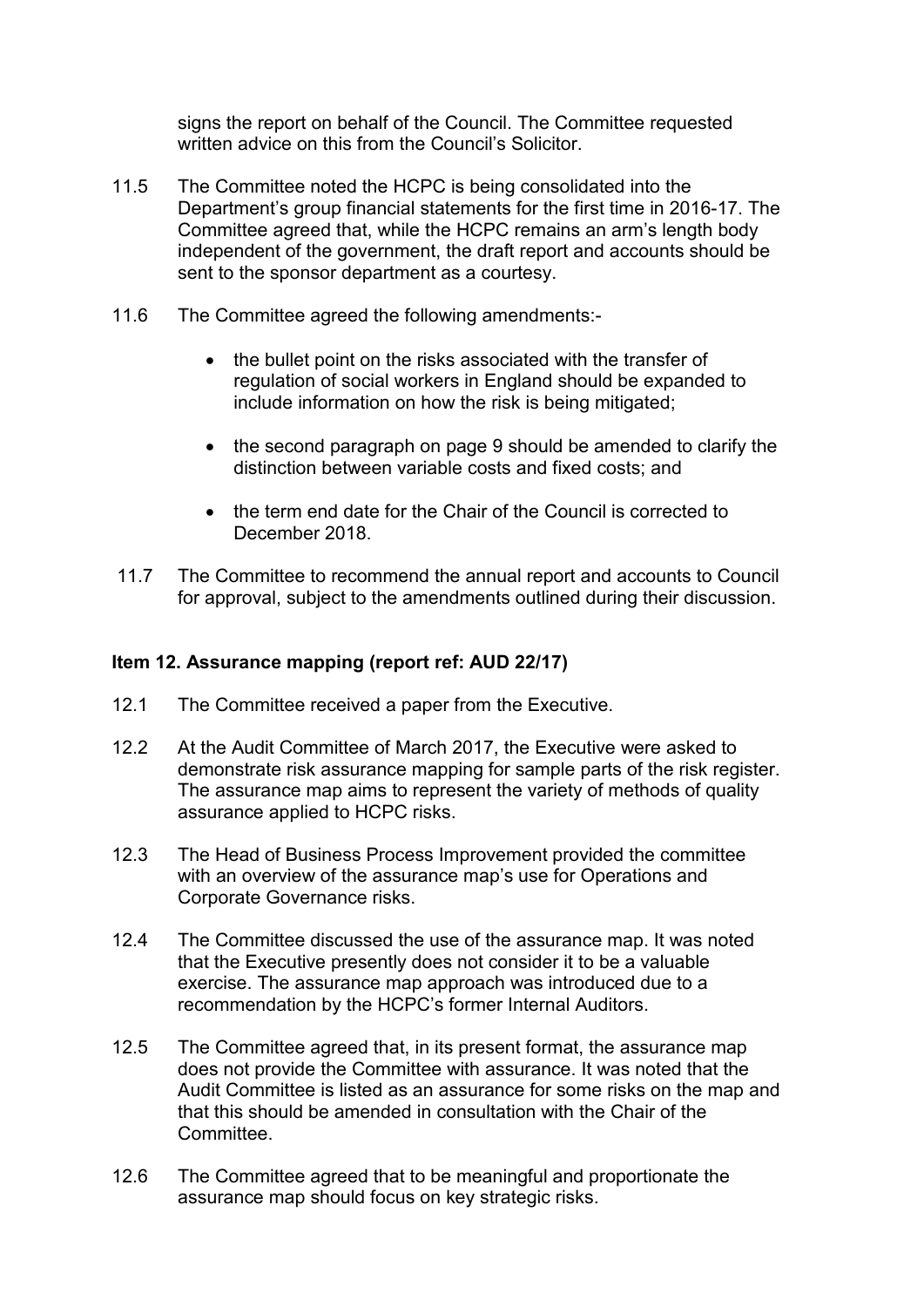signs the report on behalf of the Council. The Committee requested written advice on this from the Council's Solicitor.

11.5 The Committee noted the HCPC is being consolidated into the Department's group financial statements for the first time in 2016-17. The Committee agreed that, while the HCPC remains an arm's length body independent of the government, the draft report and accounts should be sent to the sponsor department as a courtesy.

11.6 The Committee agreed the following amendments:-

- the bullet point on the risks associated with the transfer of regulation of social workers in England should be expanded to include information on how the risk is being mitigated;
- the second paragraph on page 9 should be amended to clarify the distinction between variable costs and fixed costs; and
- the term end date for the Chair of the Council is corrected to December 2018.

11.7 The Committee to recommend the annual report and accounts to Council for approval, subject to the amendments outlined during their discussion.

**Item 12. Assurance mapping (report ref: AUD 22/17)**

12.1 The Committee received a paper from the Executive.

12.2 At the Audit Committee of March 2017, the Executive were asked to demonstrate risk assurance mapping for sample parts of the risk register. The assurance map aims to represent the variety of methods of quality assurance applied to HCPC risks.

12.3 The Head of Business Process Improvement provided the committee with an overview of the assurance map's use for Operations and Corporate Governance risks.

12.4 The Committee discussed the use of the assurance map. It was noted that the Executive presently does not consider it to be a valuable exercise. The assurance map approach was introduced due to a recommendation by the HCPC's former Internal Auditors.

12.5 The Committee agreed that, in its present format, the assurance map does not provide the Committee with assurance. It was noted that the Audit Committee is listed as an assurance for some risks on the map and that this should be amended in consultation with the Chair of the Committee.

12.6 The Committee agreed that to be meaningful and proportionate the assurance map should focus on key strategic risks.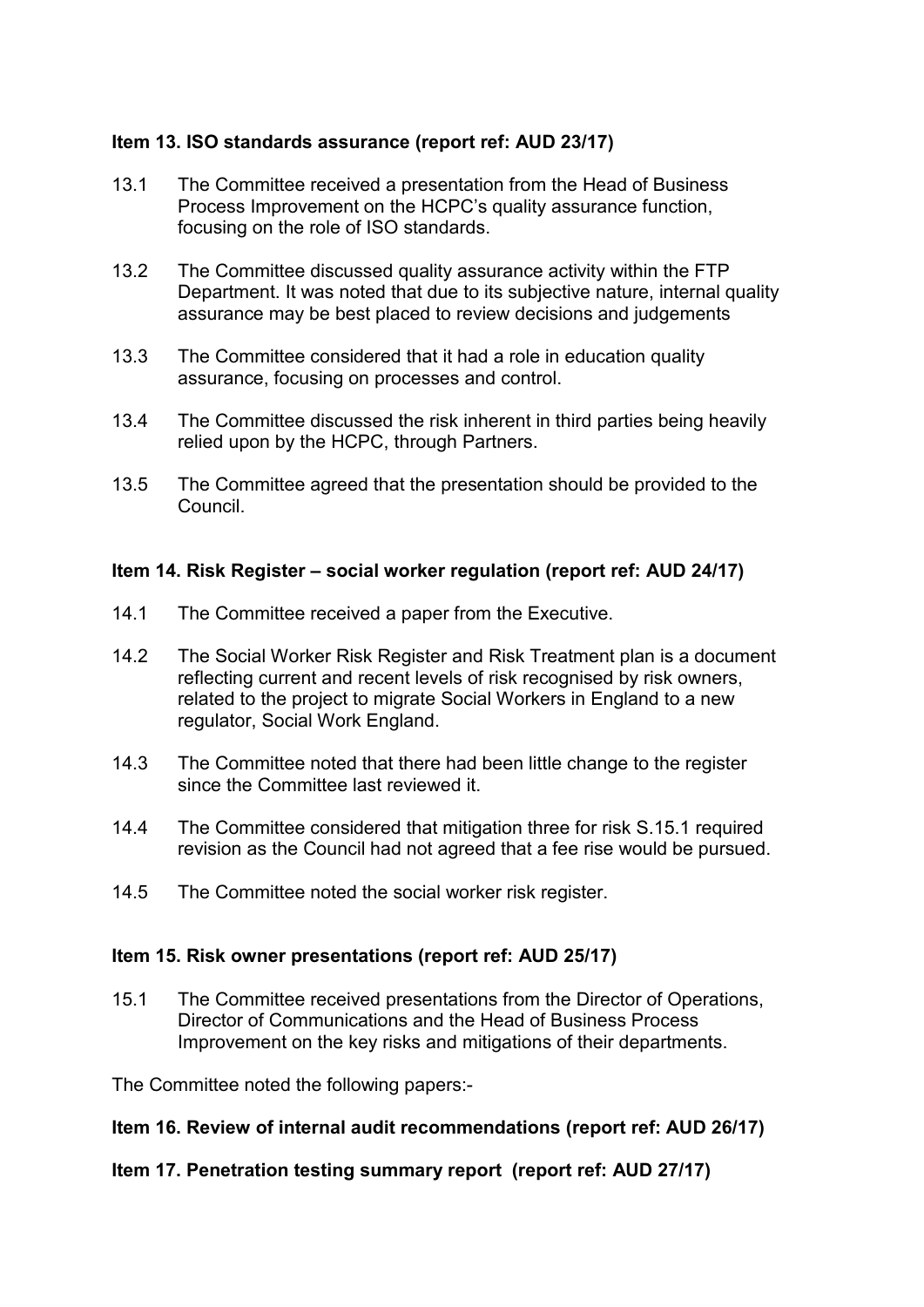**Item 13. ISO standards assurance (report ref: AUD 23/17)**

13.1 The Committee received a presentation from the Head of Business Process Improvement on the HCPC's quality assurance function, focusing on the role of ISO standards.

13.2 The Committee discussed quality assurance activity within the FTP Department. It was noted that due to its subjective nature, internal quality assurance may be best placed to review decisions and judgements

13.3 The Committee considered that it had a role in education quality assurance, focusing on processes and control.

13.4 The Committee discussed the risk inherent in third parties being heavily relied upon by the HCPC, through Partners.

13.5 The Committee agreed that the presentation should be provided to the Council.

**Item 14. Risk Register – social worker regulation (report ref: AUD 24/17)**

14.1 The Committee received a paper from the Executive.

14.2 The Social Worker Risk Register and Risk Treatment plan is a document reflecting current and recent levels of risk recognised by risk owners, related to the project to migrate Social Workers in England to a new regulator, Social Work England.

14.3 The Committee noted that there had been little change to the register since the Committee last reviewed it.

14.4 The Committee considered that mitigation three for risk S.15.1 required revision as the Council had not agreed that a fee rise would be pursued.

14.5 The Committee noted the social worker risk register.

**Item 15. Risk owner presentations (report ref: AUD 25/17)**

15.1 The Committee received presentations from the Director of Operations, Director of Communications and the Head of Business Process Improvement on the key risks and mitigations of their departments.

The Committee noted the following papers:-

**Item 16. Review of internal audit recommendations (report ref: AUD 26/17)**

**Item 17. Penetration testing summary report (report ref: AUD 27/17)**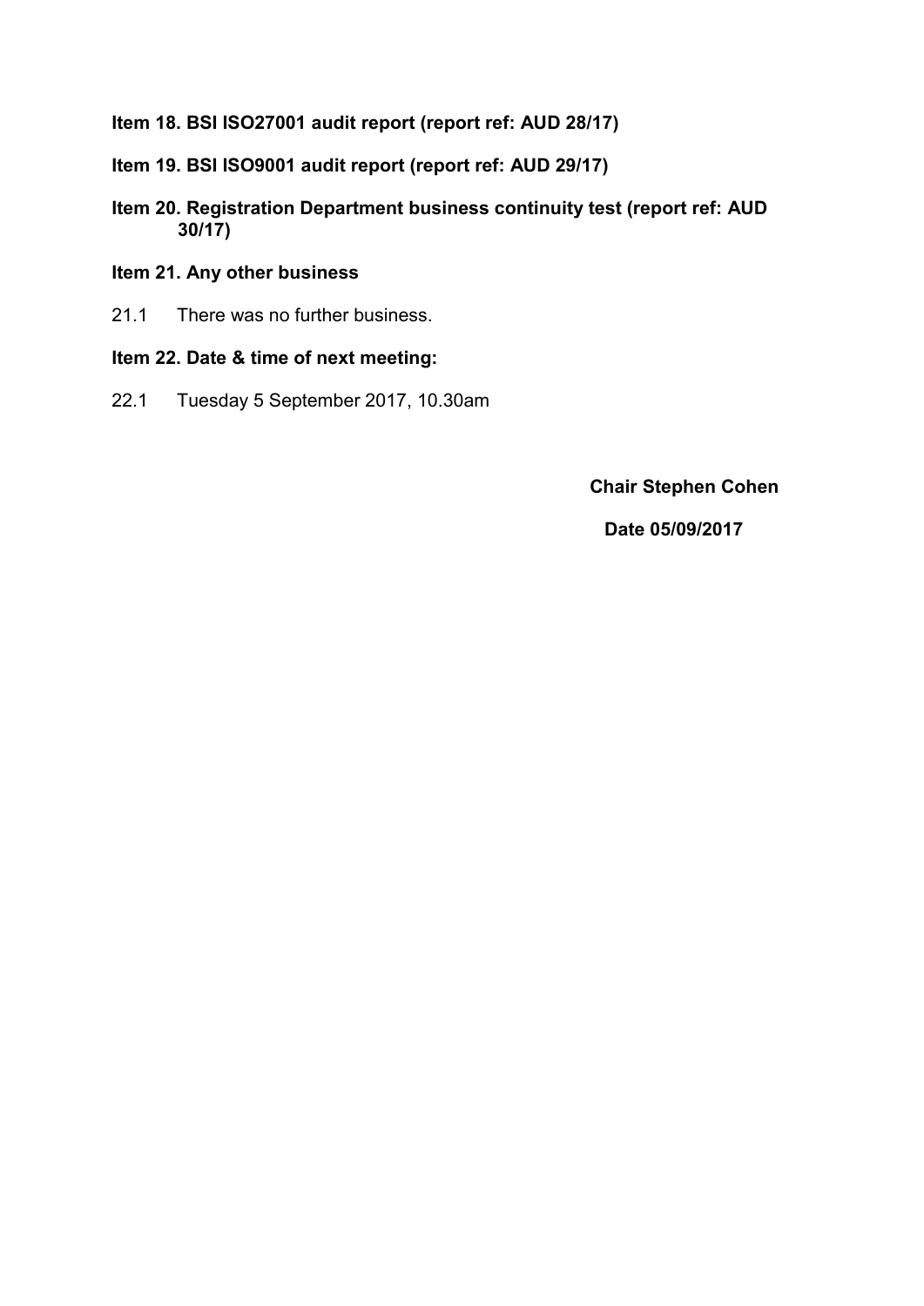**Item 18. BSI ISO27001 audit report (report ref: AUD 28/17)**

**Item 19. BSI ISO9001 audit report (report ref: AUD 29/17)**

**Item 20. Registration Department business continuity test (report ref: AUD 30/17)**

**Item 21. Any other business**

21.1 There was no further business.

**Item 22. Date & time of next meeting:**

22.1 Tuesday 5 September 2017, 10.30am

**Chair Stephen Cohen**

**Date 05/09/2017**